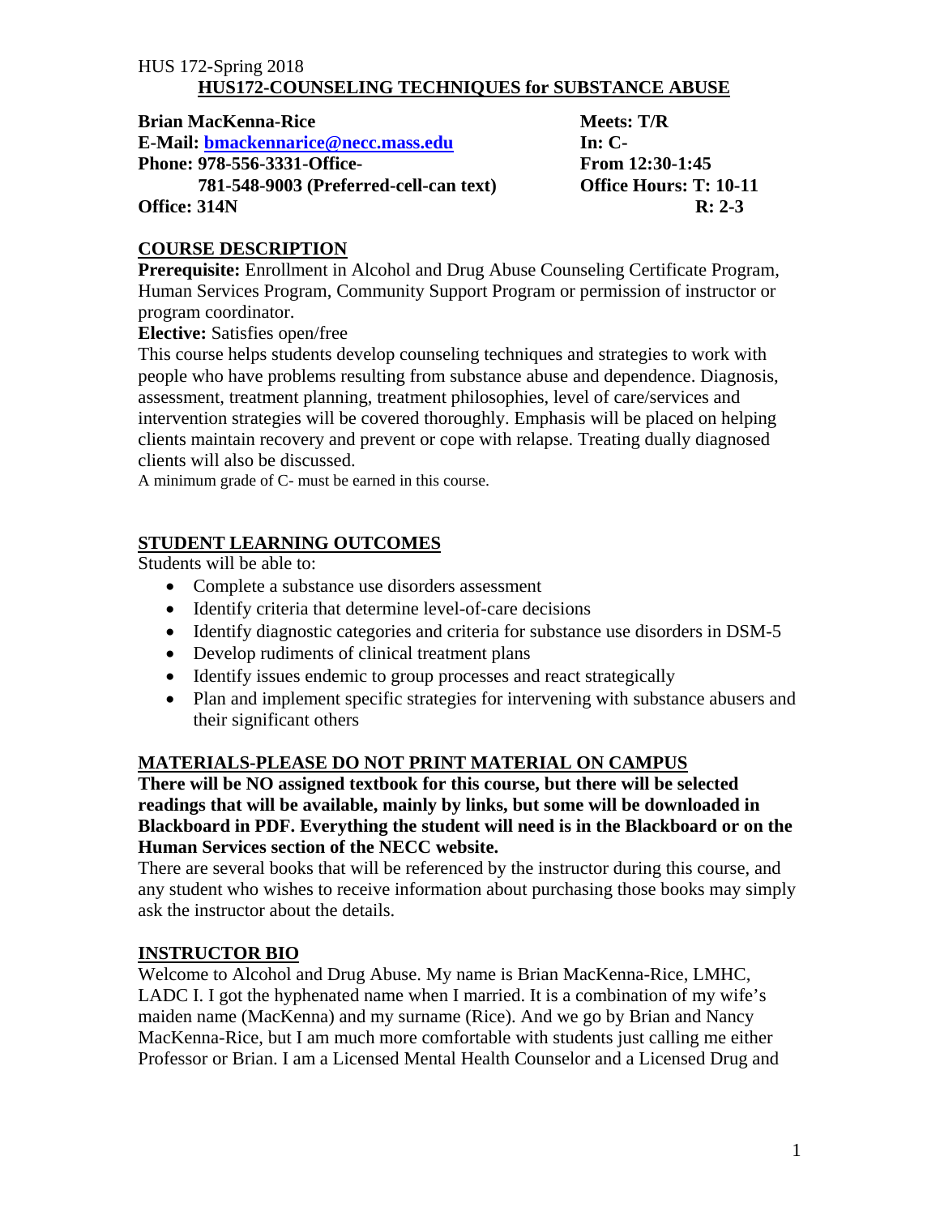HUS 172-Spring 2018

# HUS172-COUNSELING TECHNIQUES for SUBSTANCE ABUSE

**Brian MacKenna-Rice**
**E-Mail: bmackennarice@necc.mass.edu**
**Phone: 978-556-3331-Office-**
**781-548-9003 (Preferred-cell-can text)**
**Office: 314N**

**Meets: T/R**
**In: C-**
**From 12:30-1:45**
**Office Hours: T: 10-11**
**R: 2-3**

## COURSE DESCRIPTION

**Prerequisite:** Enrollment in Alcohol and Drug Abuse Counseling Certificate Program, Human Services Program, Community Support Program or permission of instructor or program coordinator.

**Elective:** Satisfies open/free

This course helps students develop counseling techniques and strategies to work with people who have problems resulting from substance abuse and dependence. Diagnosis, assessment, treatment planning, treatment philosophies, level of care/services and intervention strategies will be covered thoroughly. Emphasis will be placed on helping clients maintain recovery and prevent or cope with relapse. Treating dually diagnosed clients will also be discussed.

A minimum grade of C- must be earned in this course.

## STUDENT LEARNING OUTCOMES

Students will be able to:

- Complete a substance use disorders assessment
- Identify criteria that determine level-of-care decisions
- Identify diagnostic categories and criteria for substance use disorders in DSM-5
- Develop rudiments of clinical treatment plans
- Identify issues endemic to group processes and react strategically
- Plan and implement specific strategies for intervening with substance abusers and their significant others

## MATERIALS-PLEASE DO NOT PRINT MATERIAL ON CAMPUS

**There will be NO assigned textbook for this course, but there will be selected readings that will be available, mainly by links, but some will be downloaded in Blackboard in PDF. Everything the student will need is in the Blackboard or on the Human Services section of the NECC website.**

There are several books that will be referenced by the instructor during this course, and any student who wishes to receive information about purchasing those books may simply ask the instructor about the details.

## INSTRUCTOR BIO

Welcome to Alcohol and Drug Abuse. My name is Brian MacKenna-Rice, LMHC, LADC I. I got the hyphenated name when I married. It is a combination of my wife's maiden name (MacKenna) and my surname (Rice). And we go by Brian and Nancy MacKenna-Rice, but I am much more comfortable with students just calling me either Professor or Brian. I am a Licensed Mental Health Counselor and a Licensed Drug and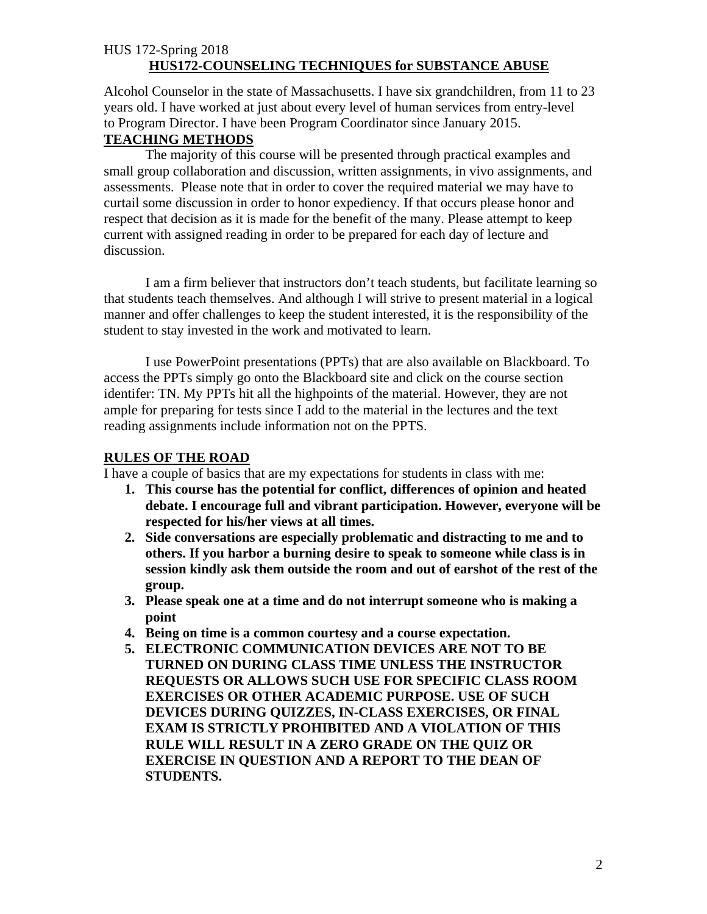HUS 172-Spring 2018

**HUS172-COUNSELING TECHNIQUES for SUBSTANCE ABUSE**

Alcohol Counselor in the state of Massachusetts. I have six grandchildren, from 11 to 23 years old. I have worked at just about every level of human services from entry-level to Program Director. I have been Program Coordinator since January 2015.

## TEACHING METHODS

The majority of this course will be presented through practical examples and small group collaboration and discussion, written assignments, in vivo assignments, and assessments. Please note that in order to cover the required material we may have to curtail some discussion in order to honor expediency. If that occurs please honor and respect that decision as it is made for the benefit of the many. Please attempt to keep current with assigned reading in order to be prepared for each day of lecture and discussion.

I am a firm believer that instructors don't teach students, but facilitate learning so that students teach themselves. And although I will strive to present material in a logical manner and offer challenges to keep the student interested, it is the responsibility of the student to stay invested in the work and motivated to learn.

I use PowerPoint presentations (PPTs) that are also available on Blackboard. To access the PPTs simply go onto the Blackboard site and click on the course section identifer: TN. My PPTs hit all the highpoints of the material. However, they are not ample for preparing for tests since I add to the material in the lectures and the text reading assignments include information not on the PPTS.

## RULES OF THE ROAD

I have a couple of basics that are my expectations for students in class with me:

1. **This course has the potential for conflict, differences of opinion and heated debate. I encourage full and vibrant participation. However, everyone will be respected for his/her views at all times.**
2. **Side conversations are especially problematic and distracting to me and to others. If you harbor a burning desire to speak to someone while class is in session kindly ask them outside the room and out of earshot of the rest of the group.**
3. **Please speak one at a time and do not interrupt someone who is making a point**
4. **Being on time is a common courtesy and a course expectation.**
5. **ELECTRONIC COMMUNICATION DEVICES ARE NOT TO BE TURNED ON DURING CLASS TIME UNLESS THE INSTRUCTOR REQUESTS OR ALLOWS SUCH USE FOR SPECIFIC CLASS ROOM EXERCISES OR OTHER ACADEMIC PURPOSE. USE OF SUCH DEVICES DURING QUIZZES, IN-CLASS EXERCISES, OR FINAL EXAM IS STRICTLY PROHIBITED AND A VIOLATION OF THIS RULE WILL RESULT IN A ZERO GRADE ON THE QUIZ OR EXERCISE IN QUESTION AND A REPORT TO THE DEAN OF STUDENTS.**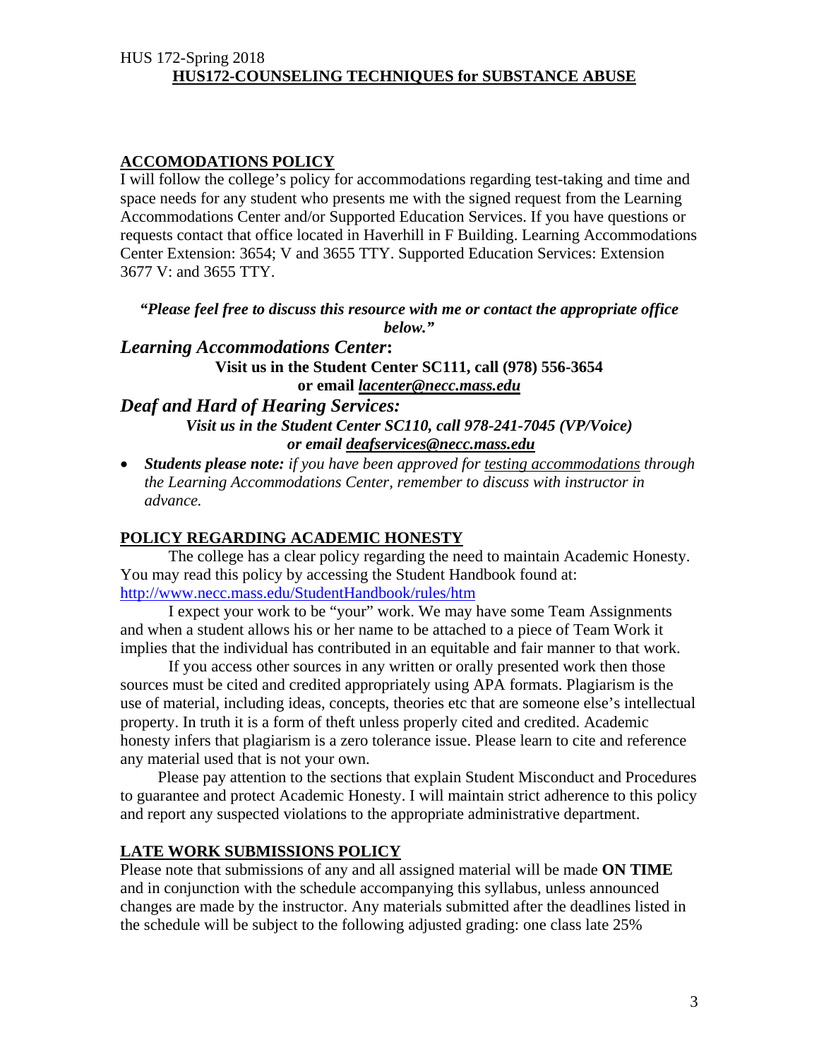## ACCOMODATIONS POLICY

I will follow the college's policy for accommodations regarding test-taking and time and space needs for any student who presents me with the signed request from the Learning Accommodations Center and/or Supported Education Services. If you have questions or requests contact that office located in Haverhill in F Building. Learning Accommodations Center Extension: 3654; V and 3655 TTY. Supported Education Services: Extension 3677 V: and 3655 TTY.

***"Please feel free to discuss this resource with me or contact the appropriate office below."***

***Learning Accommodations Center*:**

**Visit us in the Student Center SC111, call (978) 556-3654 or email *lacenter@necc.mass.edu***

***Deaf and Hard of Hearing Services:***

***Visit us in the Student Center SC110, call 978-241-7045 (VP/Voice) or email deafservices@necc.mass.edu***

- ***Students please note:*** *if you have been approved for testing accommodations through the Learning Accommodations Center, remember to discuss with instructor in advance.*

## POLICY REGARDING ACADEMIC HONESTY

The college has a clear policy regarding the need to maintain Academic Honesty. You may read this policy by accessing the Student Handbook found at: http://www.necc.mass.edu/StudentHandbook/rules/htm

I expect your work to be "your" work. We may have some Team Assignments and when a student allows his or her name to be attached to a piece of Team Work it implies that the individual has contributed in an equitable and fair manner to that work.

If you access other sources in any written or orally presented work then those sources must be cited and credited appropriately using APA formats. Plagiarism is the use of material, including ideas, concepts, theories etc that are someone else's intellectual property. In truth it is a form of theft unless properly cited and credited. Academic honesty infers that plagiarism is a zero tolerance issue. Please learn to cite and reference any material used that is not your own.

Please pay attention to the sections that explain Student Misconduct and Procedures to guarantee and protect Academic Honesty. I will maintain strict adherence to this policy and report any suspected violations to the appropriate administrative department.

## LATE WORK SUBMISSIONS POLICY

Please note that submissions of any and all assigned material will be made **ON TIME** and in conjunction with the schedule accompanying this syllabus, unless announced changes are made by the instructor. Any materials submitted after the deadlines listed in the schedule will be subject to the following adjusted grading: one class late 25%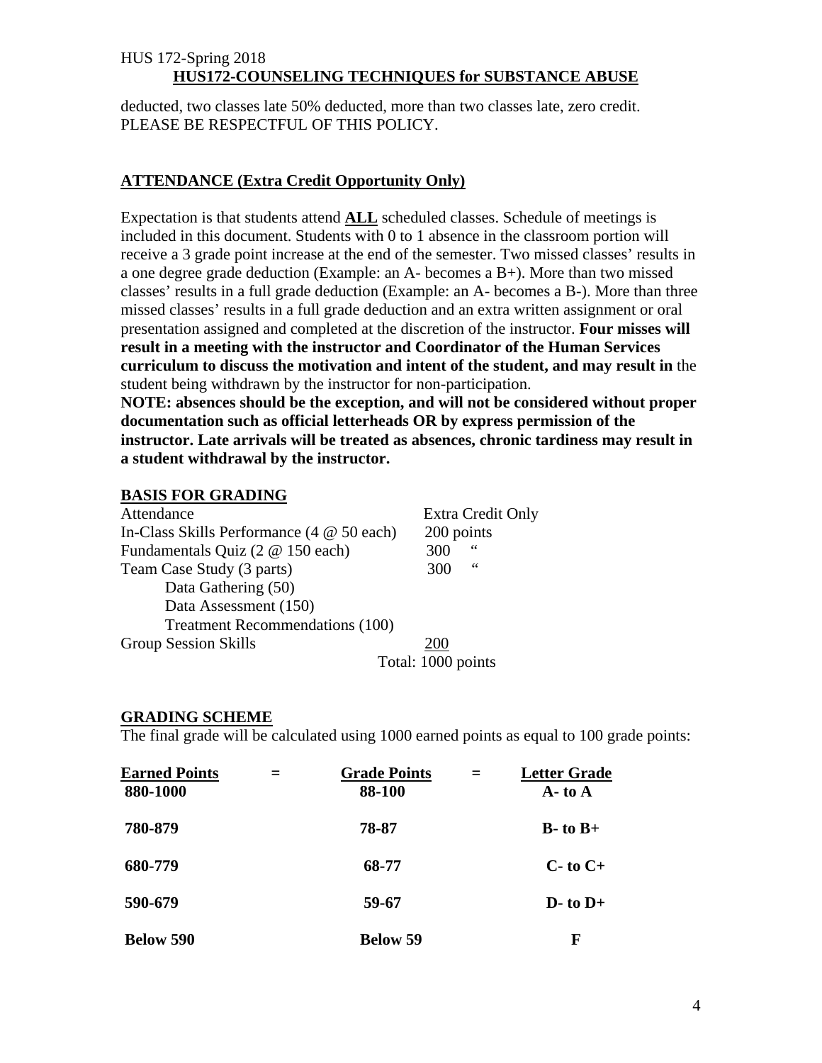deducted, two classes late 50% deducted, more than two classes late, zero credit. PLEASE BE RESPECTFUL OF THIS POLICY.

## ATTENDANCE (Extra Credit Opportunity Only)

Expectation is that students attend **ALL** scheduled classes. Schedule of meetings is included in this document. Students with 0 to 1 absence in the classroom portion will receive a 3 grade point increase at the end of the semester. Two missed classes' results in a one degree grade deduction (Example: an A- becomes a B+). More than two missed classes' results in a full grade deduction (Example: an A- becomes a B-). More than three missed classes' results in a full grade deduction and an extra written assignment or oral presentation assigned and completed at the discretion of the instructor. **Four misses will result in a meeting with the instructor and Coordinator of the Human Services curriculum to discuss the motivation and intent of the student, and may result in** the student being withdrawn by the instructor for non-participation.

**NOTE: absences should be the exception, and will not be considered without proper documentation such as official letterheads OR by express permission of the instructor. Late arrivals will be treated as absences, chronic tardiness may result in a student withdrawal by the instructor.**

## BASIS FOR GRADING

| | |
|---|---|
| Attendance | Extra Credit Only |
| In-Class Skills Performance (4 @ 50 each) | 200 points |
| Fundamentals Quiz (2 @ 150 each) | 300 " |
| Team Case Study (3 parts) | 300 " |
| Data Gathering (50) | |
| Data Assessment (150) | |
| Treatment Recommendations (100) | |
| Group Session Skills | 200 |
| | Total: 1000 points |

## GRADING SCHEME

The final grade will be calculated using 1000 earned points as equal to 100 grade points:

| Earned Points | = | Grade Points | = | Letter Grade |
|---|---|---|---|---|
| **880-1000** | | **88-100** | | **A- to A** |
| **780-879** | | **78-87** | | **B- to B+** |
| **680-779** | | **68-77** | | **C- to C+** |
| **590-679** | | **59-67** | | **D- to D+** |
| **Below 590** | | **Below 59** | | **F** |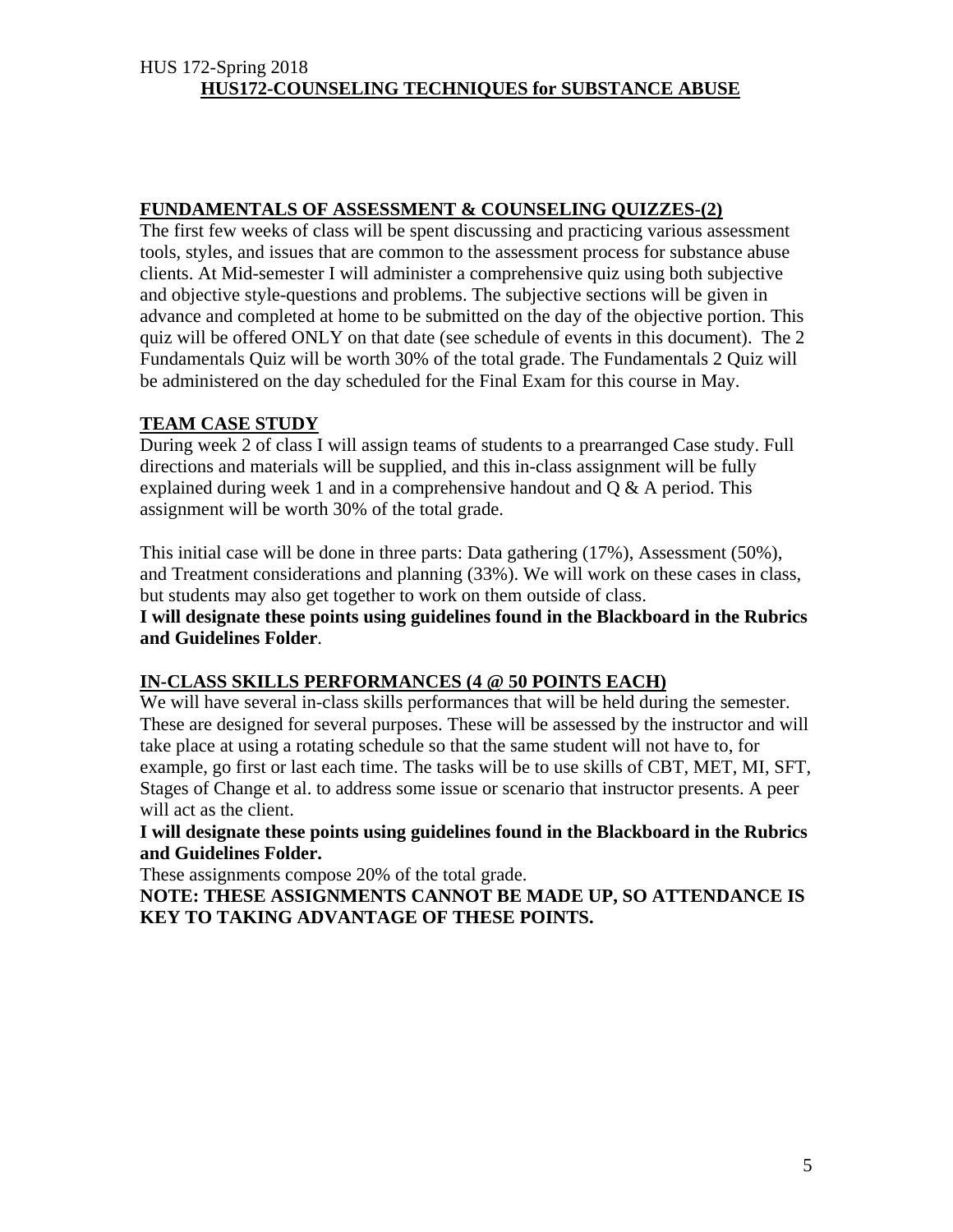## HUS172-COUNSELING TECHNIQUES for SUBSTANCE ABUSE

### FUNDAMENTALS OF ASSESSMENT & COUNSELING QUIZZES-(2)

The first few weeks of class will be spent discussing and practicing various assessment tools, styles, and issues that are common to the assessment process for substance abuse clients. At Mid-semester I will administer a comprehensive quiz using both subjective and objective style-questions and problems. The subjective sections will be given in advance and completed at home to be submitted on the day of the objective portion. This quiz will be offered ONLY on that date (see schedule of events in this document). The 2 Fundamentals Quiz will be worth 30% of the total grade. The Fundamentals 2 Quiz will be administered on the day scheduled for the Final Exam for this course in May.

### TEAM CASE STUDY

During week 2 of class I will assign teams of students to a prearranged Case study. Full directions and materials will be supplied, and this in-class assignment will be fully explained during week 1 and in a comprehensive handout and Q & A period. This assignment will be worth 30% of the total grade.

This initial case will be done in three parts: Data gathering (17%), Assessment (50%), and Treatment considerations and planning (33%). We will work on these cases in class, but students may also get together to work on them outside of class.

**I will designate these points using guidelines found in the Blackboard in the Rubrics and Guidelines Folder**.

### IN-CLASS SKILLS PERFORMANCES (4 @ 50 POINTS EACH)

We will have several in-class skills performances that will be held during the semester. These are designed for several purposes. These will be assessed by the instructor and will take place at using a rotating schedule so that the same student will not have to, for example, go first or last each time. The tasks will be to use skills of CBT, MET, MI, SFT, Stages of Change et al. to address some issue or scenario that instructor presents. A peer will act as the client.

**I will designate these points using guidelines found in the Blackboard in the Rubrics and Guidelines Folder.**

These assignments compose 20% of the total grade.

**NOTE: THESE ASSIGNMENTS CANNOT BE MADE UP, SO ATTENDANCE IS KEY TO TAKING ADVANTAGE OF THESE POINTS.**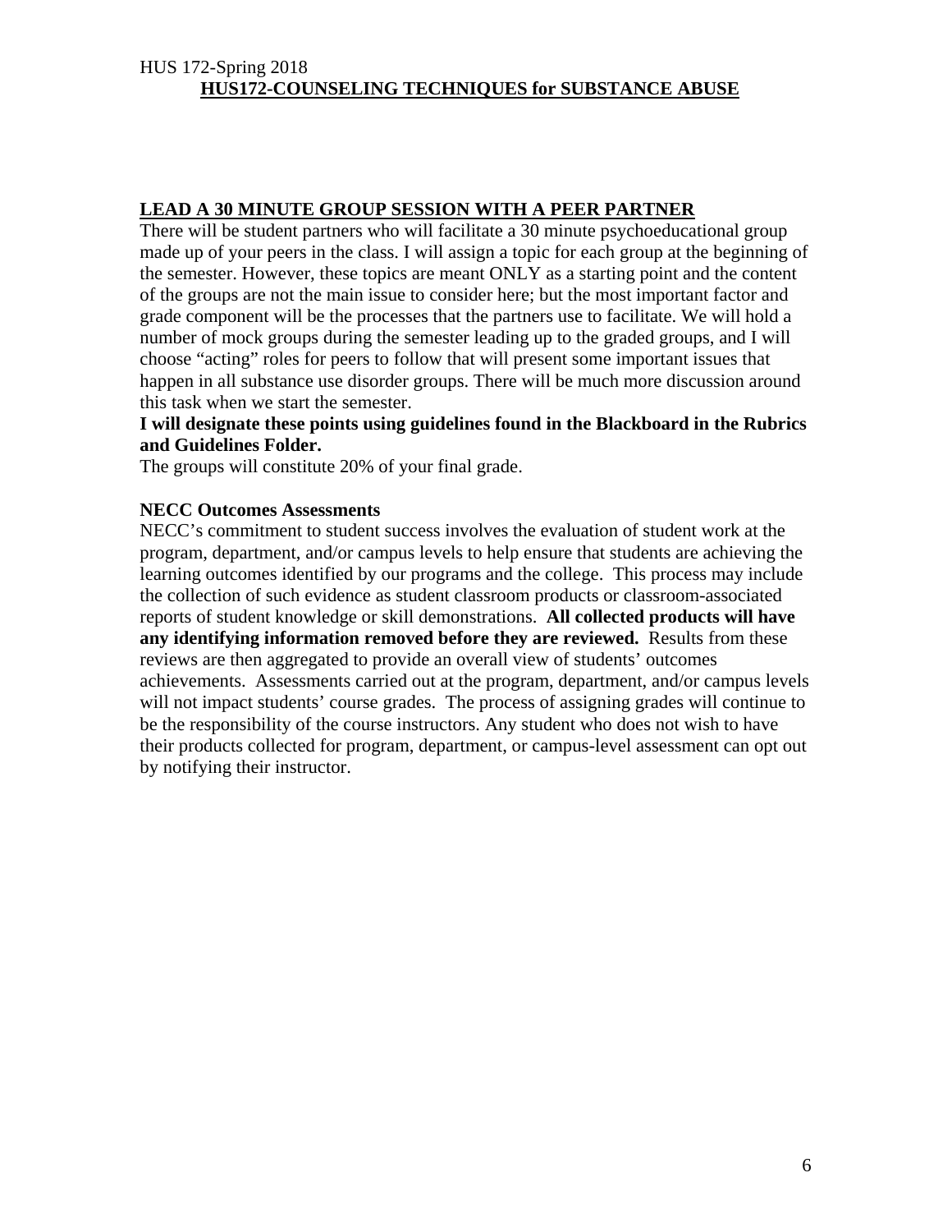## LEAD A 30 MINUTE GROUP SESSION WITH A PEER PARTNER

There will be student partners who will facilitate a 30 minute psychoeducational group made up of your peers in the class. I will assign a topic for each group at the beginning of the semester. However, these topics are meant ONLY as a starting point and the content of the groups are not the main issue to consider here; but the most important factor and grade component will be the processes that the partners use to facilitate. We will hold a number of mock groups during the semester leading up to the graded groups, and I will choose "acting" roles for peers to follow that will present some important issues that happen in all substance use disorder groups. There will be much more discussion around this task when we start the semester.

**I will designate these points using guidelines found in the Blackboard in the Rubrics and Guidelines Folder.**

The groups will constitute 20% of your final grade.

### NECC Outcomes Assessments

NECC's commitment to student success involves the evaluation of student work at the program, department, and/or campus levels to help ensure that students are achieving the learning outcomes identified by our programs and the college. This process may include the collection of such evidence as student classroom products or classroom-associated reports of student knowledge or skill demonstrations. **All collected products will have any identifying information removed before they are reviewed.** Results from these reviews are then aggregated to provide an overall view of students' outcomes achievements. Assessments carried out at the program, department, and/or campus levels will not impact students' course grades. The process of assigning grades will continue to be the responsibility of the course instructors. Any student who does not wish to have their products collected for program, department, or campus-level assessment can opt out by notifying their instructor.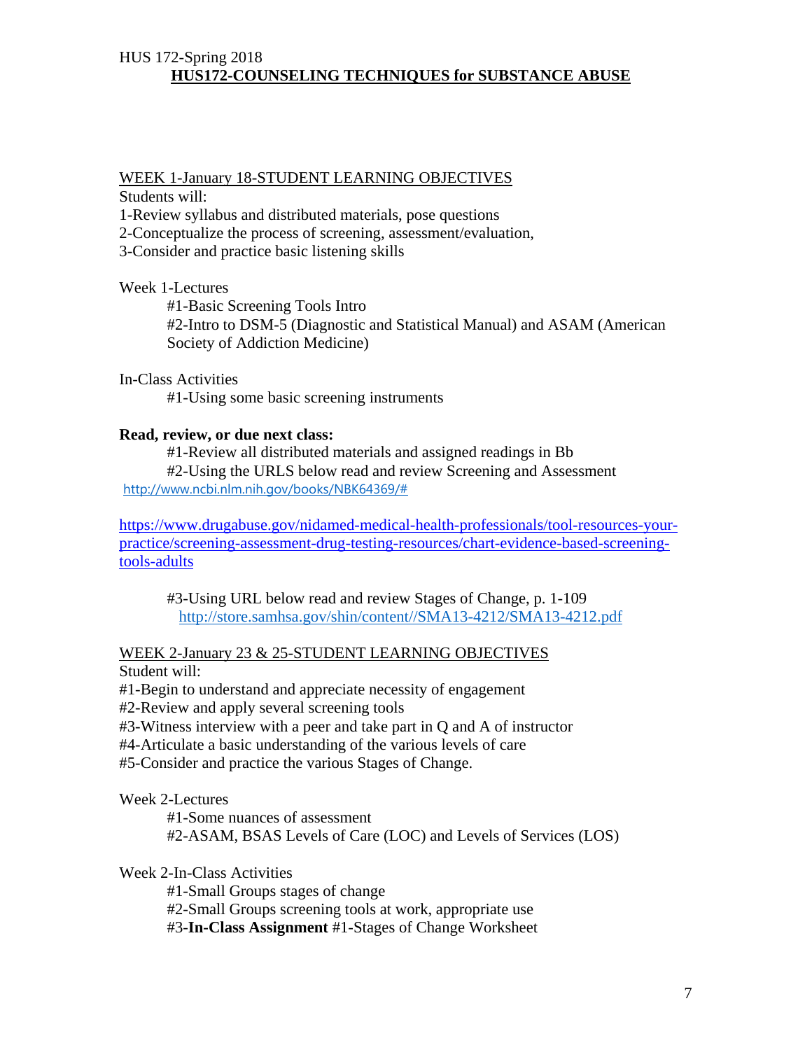HUS 172-Spring 2018

# HUS172-COUNSELING TECHNIQUES for SUBSTANCE ABUSE

WEEK 1-January 18-STUDENT LEARNING OBJECTIVES

Students will:

1-Review syllabus and distributed materials, pose questions
2-Conceptualize the process of screening, assessment/evaluation,
3-Consider and practice basic listening skills

Week 1-Lectures

#1-Basic Screening Tools Intro
#2-Intro to DSM-5 (Diagnostic and Statistical Manual) and ASAM (American Society of Addiction Medicine)

In-Class Activities

#1-Using some basic screening instruments

**Read, review, or due next class:**

#1-Review all distributed materials and assigned readings in Bb
#2-Using the URLS below read and review Screening and Assessment
http://www.ncbi.nlm.nih.gov/books/NBK64369/#

https://www.drugabuse.gov/nidamed-medical-health-professionals/tool-resources-your-practice/screening-assessment-drug-testing-resources/chart-evidence-based-screening-tools-adults

#3-Using URL below read and review Stages of Change, p. 1-109
http://store.samhsa.gov/shin/content//SMA13-4212/SMA13-4212.pdf

WEEK 2-January 23 & 25-STUDENT LEARNING OBJECTIVES

Student will:

#1-Begin to understand and appreciate necessity of engagement
#2-Review and apply several screening tools
#3-Witness interview with a peer and take part in Q and A of instructor
#4-Articulate a basic understanding of the various levels of care
#5-Consider and practice the various Stages of Change.

Week 2-Lectures

#1-Some nuances of assessment
#2-ASAM, BSAS Levels of Care (LOC) and Levels of Services (LOS)

Week 2-In-Class Activities

#1-Small Groups stages of change
#2-Small Groups screening tools at work, appropriate use
#3-**In-Class Assignment** #1-Stages of Change Worksheet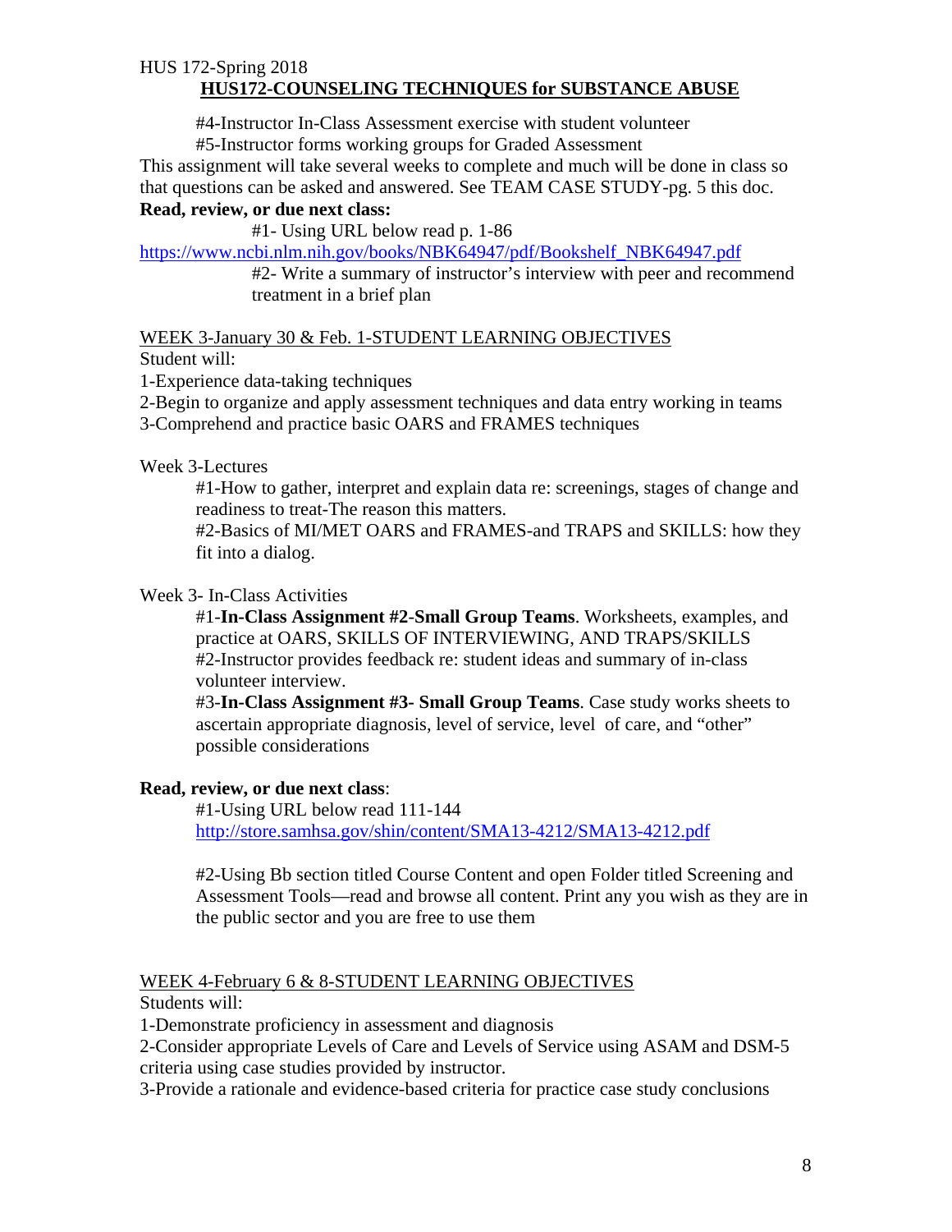#4-Instructor In-Class Assessment exercise with student volunteer

#5-Instructor forms working groups for Graded Assessment

This assignment will take several weeks to complete and much will be done in class so that questions can be asked and answered. See TEAM CASE STUDY-pg. 5 this doc.

**Read, review, or due next class:**

#1- Using URL below read p. 1-86

https://www.ncbi.nlm.nih.gov/books/NBK64947/pdf/Bookshelf_NBK64947.pdf

#2- Write a summary of instructor's interview with peer and recommend treatment in a brief plan

WEEK 3-January 30 & Feb. 1-STUDENT LEARNING OBJECTIVES

Student will:

1-Experience data-taking techniques

2-Begin to organize and apply assessment techniques and data entry working in teams

3-Comprehend and practice basic OARS and FRAMES techniques

Week 3-Lectures

#1-How to gather, interpret and explain data re: screenings, stages of change and readiness to treat-The reason this matters.

#2-Basics of MI/MET OARS and FRAMES-and TRAPS and SKILLS: how they fit into a dialog.

Week 3- In-Class Activities

#1-**In-Class Assignment #2-Small Group Teams**. Worksheets, examples, and practice at OARS, SKILLS OF INTERVIEWING, AND TRAPS/SKILLS

#2-Instructor provides feedback re: student ideas and summary of in-class volunteer interview.

#3-**In-Class Assignment #3- Small Group Teams**. Case study works sheets to ascertain appropriate diagnosis, level of service, level of care, and "other" possible considerations

**Read, review, or due next class**:

#1-Using URL below read 111-144

http://store.samhsa.gov/shin/content/SMA13-4212/SMA13-4212.pdf

#2-Using Bb section titled Course Content and open Folder titled Screening and Assessment Tools—read and browse all content. Print any you wish as they are in the public sector and you are free to use them

WEEK 4-February 6 & 8-STUDENT LEARNING OBJECTIVES

Students will:

1-Demonstrate proficiency in assessment and diagnosis

2-Consider appropriate Levels of Care and Levels of Service using ASAM and DSM-5 criteria using case studies provided by instructor.

3-Provide a rationale and evidence-based criteria for practice case study conclusions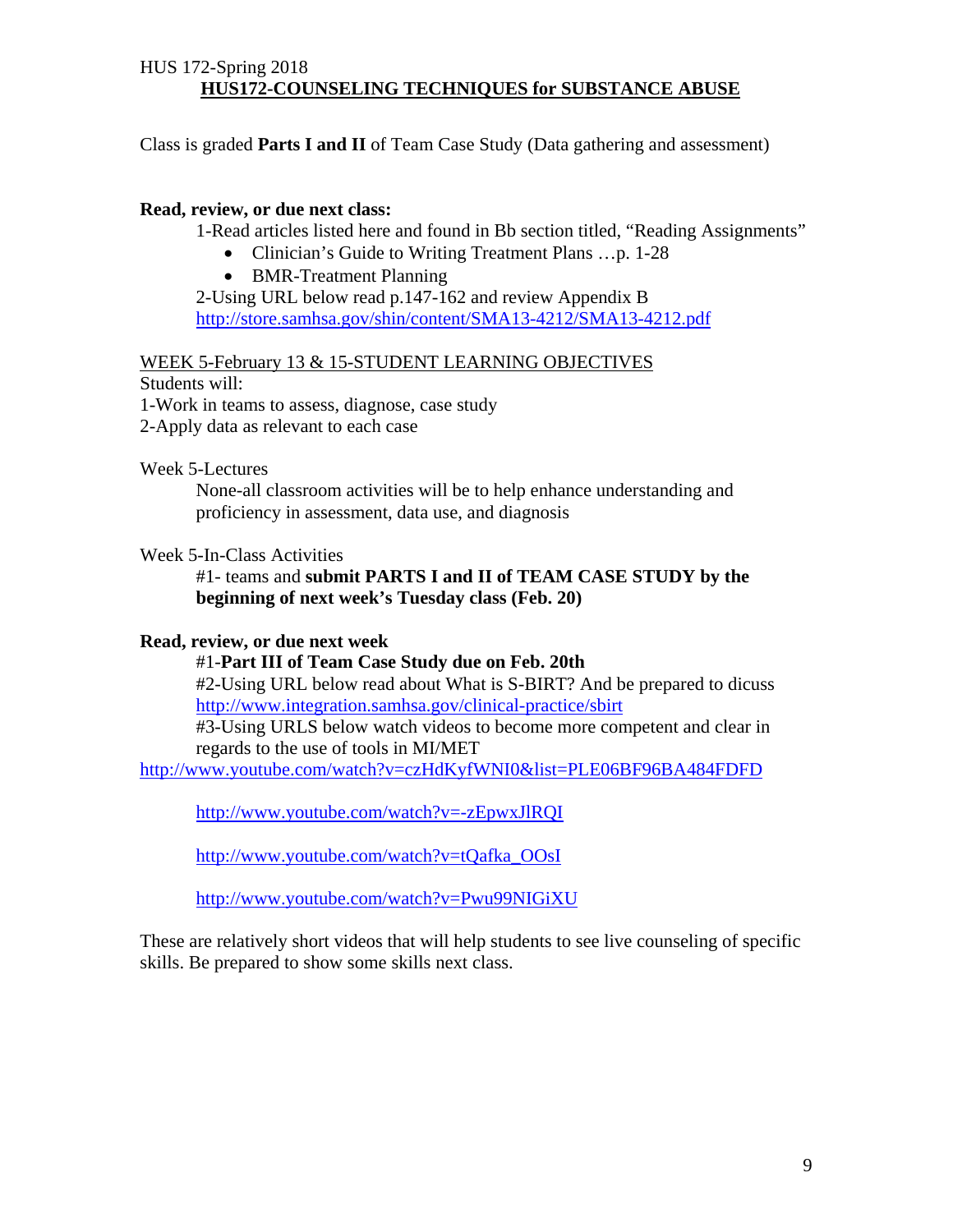HUS 172-Spring 2018

**HUS172-COUNSELING TECHNIQUES for SUBSTANCE ABUSE**

Class is graded **Parts I and II** of Team Case Study (Data gathering and assessment)

**Read, review, or due next class:**

1-Read articles listed here and found in Bb section titled, "Reading Assignments"

- Clinician's Guide to Writing Treatment Plans …p. 1-28
- BMR-Treatment Planning

2-Using URL below read p.147-162 and review Appendix B
http://store.samhsa.gov/shin/content/SMA13-4212/SMA13-4212.pdf

WEEK 5-February 13 & 15-STUDENT LEARNING OBJECTIVES

Students will:

1-Work in teams to assess, diagnose, case study

2-Apply data as relevant to each case

Week 5-Lectures

None-all classroom activities will be to help enhance understanding and proficiency in assessment, data use, and diagnosis

Week 5-In-Class Activities

#1- teams and **submit PARTS I and II of TEAM CASE STUDY by the beginning of next week's Tuesday class (Feb. 20)**

**Read, review, or due next week**

#1-**Part III of Team Case Study due on Feb. 20th**

#2-Using URL below read about What is S-BIRT? And be prepared to dicuss
http://www.integration.samhsa.gov/clinical-practice/sbirt

#3-Using URLS below watch videos to become more competent and clear in regards to the use of tools in MI/MET

http://www.youtube.com/watch?v=czHdKyfWNI0&list=PLE06BF96BA484FDFD

http://www.youtube.com/watch?v=-zEpwxJlRQI

http://www.youtube.com/watch?v=tQafka_OOsI

http://www.youtube.com/watch?v=Pwu99NIGiXU

These are relatively short videos that will help students to see live counseling of specific skills. Be prepared to show some skills next class.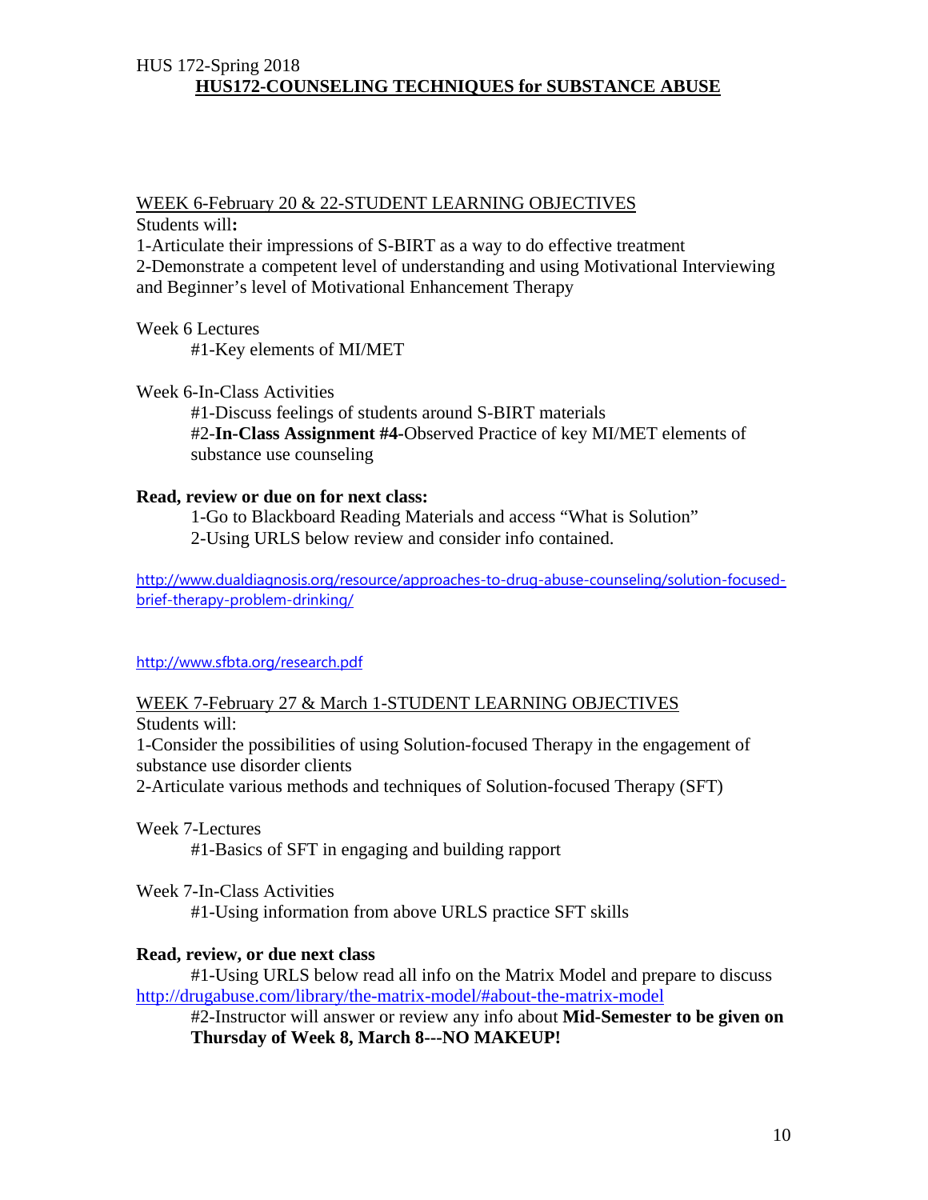HUS 172-Spring 2018

**HUS172-COUNSELING TECHNIQUES for SUBSTANCE ABUSE**

WEEK 6-February 20 & 22-STUDENT LEARNING OBJECTIVES

Students will**:**

1-Articulate their impressions of S-BIRT as a way to do effective treatment

2-Demonstrate a competent level of understanding and using Motivational Interviewing and Beginner's level of Motivational Enhancement Therapy

Week 6 Lectures

#1-Key elements of MI/MET

Week 6-In-Class Activities

#1-Discuss feelings of students around S-BIRT materials

#2-**In-Class Assignment #4-**Observed Practice of key MI/MET elements of substance use counseling

**Read, review or due on for next class:**

1-Go to Blackboard Reading Materials and access "What is Solution"

2-Using URLS below review and consider info contained.

http://www.dualdiagnosis.org/resource/approaches-to-drug-abuse-counseling/solution-focused-brief-therapy-problem-drinking/

http://www.sfbta.org/research.pdf

WEEK 7-February 27 & March 1-STUDENT LEARNING OBJECTIVES

Students will:

1-Consider the possibilities of using Solution-focused Therapy in the engagement of substance use disorder clients

2-Articulate various methods and techniques of Solution-focused Therapy (SFT)

Week 7-Lectures

#1-Basics of SFT in engaging and building rapport

Week 7-In-Class Activities

#1-Using information from above URLS practice SFT skills

**Read, review, or due next class**

#1-Using URLS below read all info on the Matrix Model and prepare to discuss http://drugabuse.com/library/the-matrix-model/#about-the-matrix-model

#2-Instructor will answer or review any info about **Mid-Semester to be given on Thursday of Week 8, March 8---NO MAKEUP!**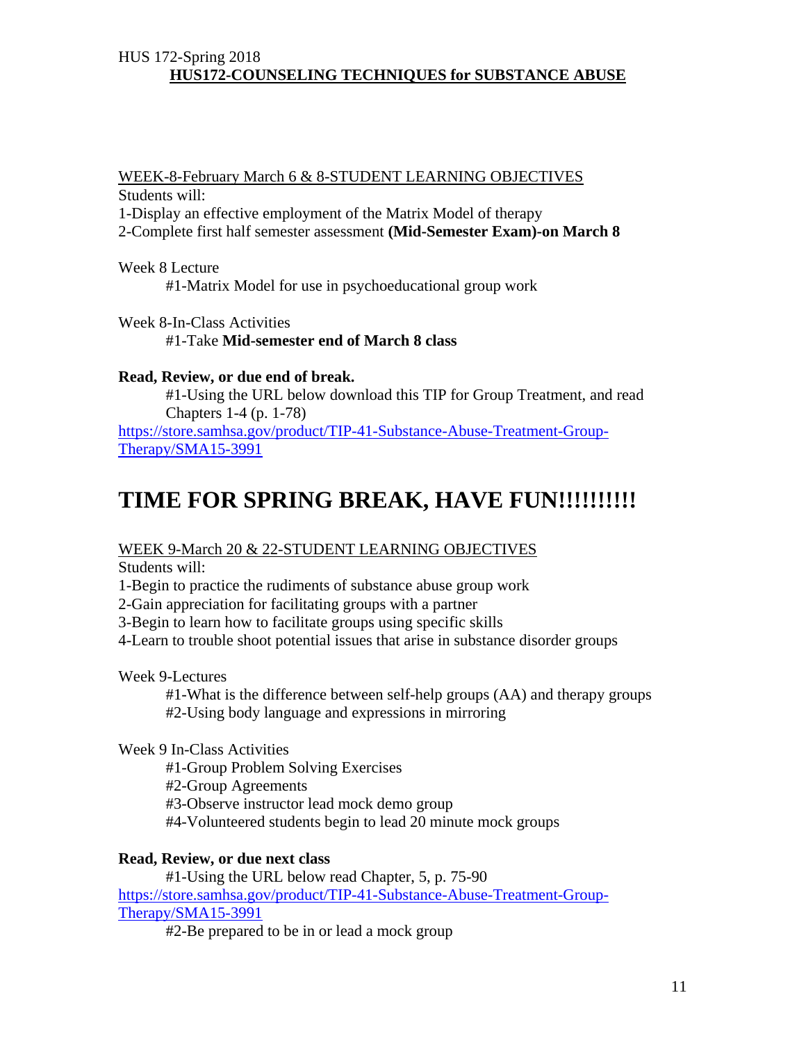WEEK-8-February March 6 & 8-STUDENT LEARNING OBJECTIVES

Students will:

1-Display an effective employment of the Matrix Model of therapy

2-Complete first half semester assessment **(Mid-Semester Exam)-on March 8**

Week 8 Lecture

#1-Matrix Model for use in psychoeducational group work

Week 8-In-Class Activities

#1-Take **Mid-semester end of March 8 class**

**Read, Review, or due end of break.**

#1-Using the URL below download this TIP for Group Treatment, and read Chapters 1-4 (p. 1-78)

https://store.samhsa.gov/product/TIP-41-Substance-Abuse-Treatment-Group-Therapy/SMA15-3991

# TIME FOR SPRING BREAK, HAVE FUN!!!!!!!!!!

WEEK 9-March 20 & 22-STUDENT LEARNING OBJECTIVES

Students will:

1-Begin to practice the rudiments of substance abuse group work

2-Gain appreciation for facilitating groups with a partner

3-Begin to learn how to facilitate groups using specific skills

4-Learn to trouble shoot potential issues that arise in substance disorder groups

Week 9-Lectures

#1-What is the difference between self-help groups (AA) and therapy groups

#2-Using body language and expressions in mirroring

Week 9 In-Class Activities

#1-Group Problem Solving Exercises

#2-Group Agreements

#3-Observe instructor lead mock demo group

#4-Volunteered students begin to lead 20 minute mock groups

**Read, Review, or due next class**

#1-Using the URL below read Chapter, 5, p. 75-90

https://store.samhsa.gov/product/TIP-41-Substance-Abuse-Treatment-Group-Therapy/SMA15-3991

#2-Be prepared to be in or lead a mock group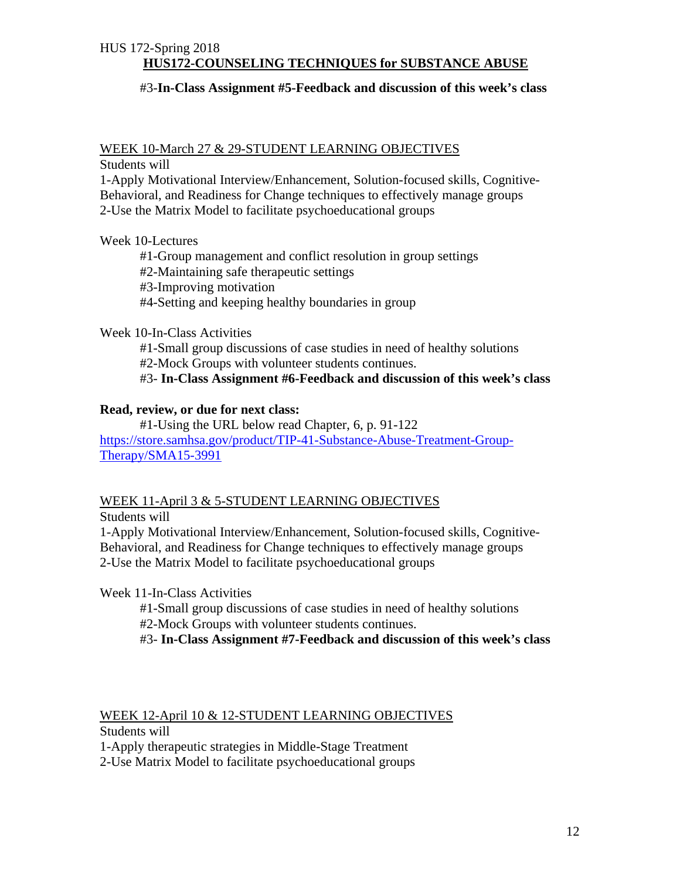HUS 172-Spring 2018

**HUS172-COUNSELING TECHNIQUES for SUBSTANCE ABUSE**

#3-**In-Class Assignment #5-Feedback and discussion of this week's class**

WEEK 10-March 27 & 29-STUDENT LEARNING OBJECTIVES

Students will

1-Apply Motivational Interview/Enhancement, Solution-focused skills, Cognitive-Behavioral, and Readiness for Change techniques to effectively manage groups

2-Use the Matrix Model to facilitate psychoeducational groups

Week 10-Lectures

#1-Group management and conflict resolution in group settings

#2-Maintaining safe therapeutic settings

#3-Improving motivation

#4-Setting and keeping healthy boundaries in group

Week 10-In-Class Activities

#1-Small group discussions of case studies in need of healthy solutions

#2-Mock Groups with volunteer students continues.

#3- **In-Class Assignment #6-Feedback and discussion of this week's class**

**Read, review, or due for next class:**

#1-Using the URL below read Chapter, 6, p. 91-122

https://store.samhsa.gov/product/TIP-41-Substance-Abuse-Treatment-Group-Therapy/SMA15-3991

WEEK 11-April 3 & 5-STUDENT LEARNING OBJECTIVES

Students will

1-Apply Motivational Interview/Enhancement, Solution-focused skills, Cognitive-Behavioral, and Readiness for Change techniques to effectively manage groups

2-Use the Matrix Model to facilitate psychoeducational groups

Week 11-In-Class Activities

#1-Small group discussions of case studies in need of healthy solutions

#2-Mock Groups with volunteer students continues.

#3- **In-Class Assignment #7-Feedback and discussion of this week's class**

WEEK 12-April 10 & 12-STUDENT LEARNING OBJECTIVES

Students will

1-Apply therapeutic strategies in Middle-Stage Treatment

2-Use Matrix Model to facilitate psychoeducational groups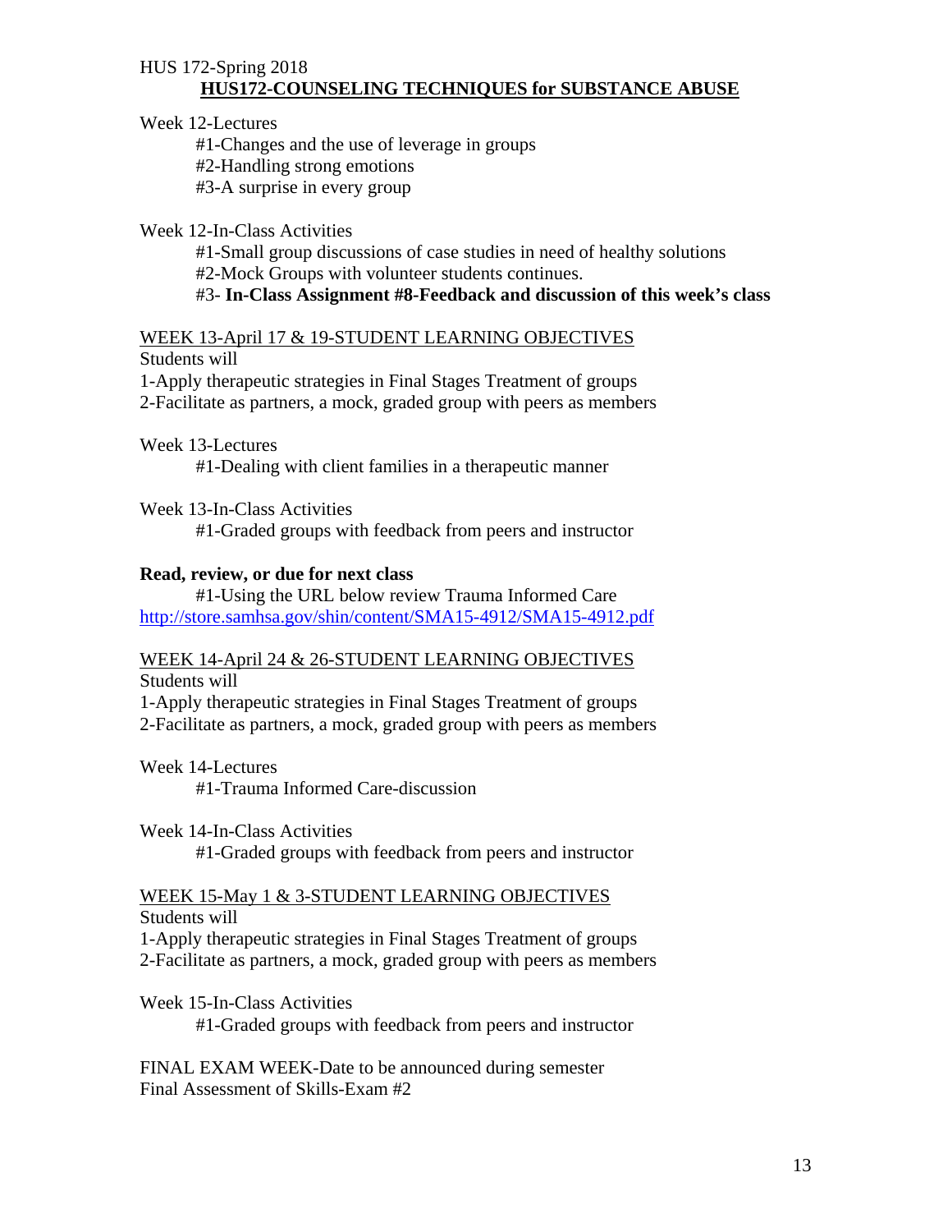HUS 172-Spring 2018

**HUS172-COUNSELING TECHNIQUES for SUBSTANCE ABUSE**

Week 12-Lectures

#1-Changes and the use of leverage in groups
#2-Handling strong emotions
#3-A surprise in every group

Week 12-In-Class Activities

#1-Small group discussions of case studies in need of healthy solutions
#2-Mock Groups with volunteer students continues.
#3- **In-Class Assignment #8-Feedback and discussion of this week's class**

WEEK 13-April 17 & 19-STUDENT LEARNING OBJECTIVES

Students will
1-Apply therapeutic strategies in Final Stages Treatment of groups
2-Facilitate as partners, a mock, graded group with peers as members

Week 13-Lectures

#1-Dealing with client families in a therapeutic manner

Week 13-In-Class Activities

#1-Graded groups with feedback from peers and instructor

**Read, review, or due for next class**

#1-Using the URL below review Trauma Informed Care
http://store.samhsa.gov/shin/content/SMA15-4912/SMA15-4912.pdf

WEEK 14-April 24 & 26-STUDENT LEARNING OBJECTIVES

Students will
1-Apply therapeutic strategies in Final Stages Treatment of groups
2-Facilitate as partners, a mock, graded group with peers as members

Week 14-Lectures

#1-Trauma Informed Care-discussion

Week 14-In-Class Activities

#1-Graded groups with feedback from peers and instructor

WEEK 15-May 1 & 3-STUDENT LEARNING OBJECTIVES

Students will
1-Apply therapeutic strategies in Final Stages Treatment of groups
2-Facilitate as partners, a mock, graded group with peers as members

Week 15-In-Class Activities

#1-Graded groups with feedback from peers and instructor

FINAL EXAM WEEK-Date to be announced during semester
Final Assessment of Skills-Exam #2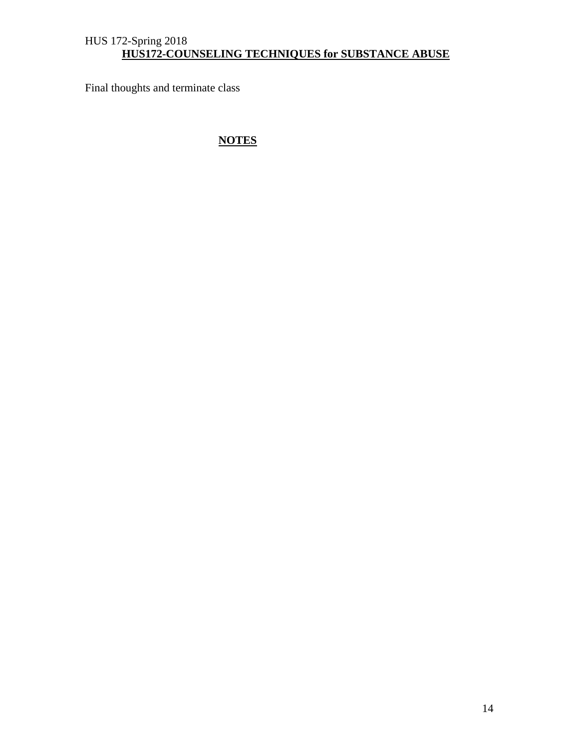Final thoughts and terminate class

**NOTES**